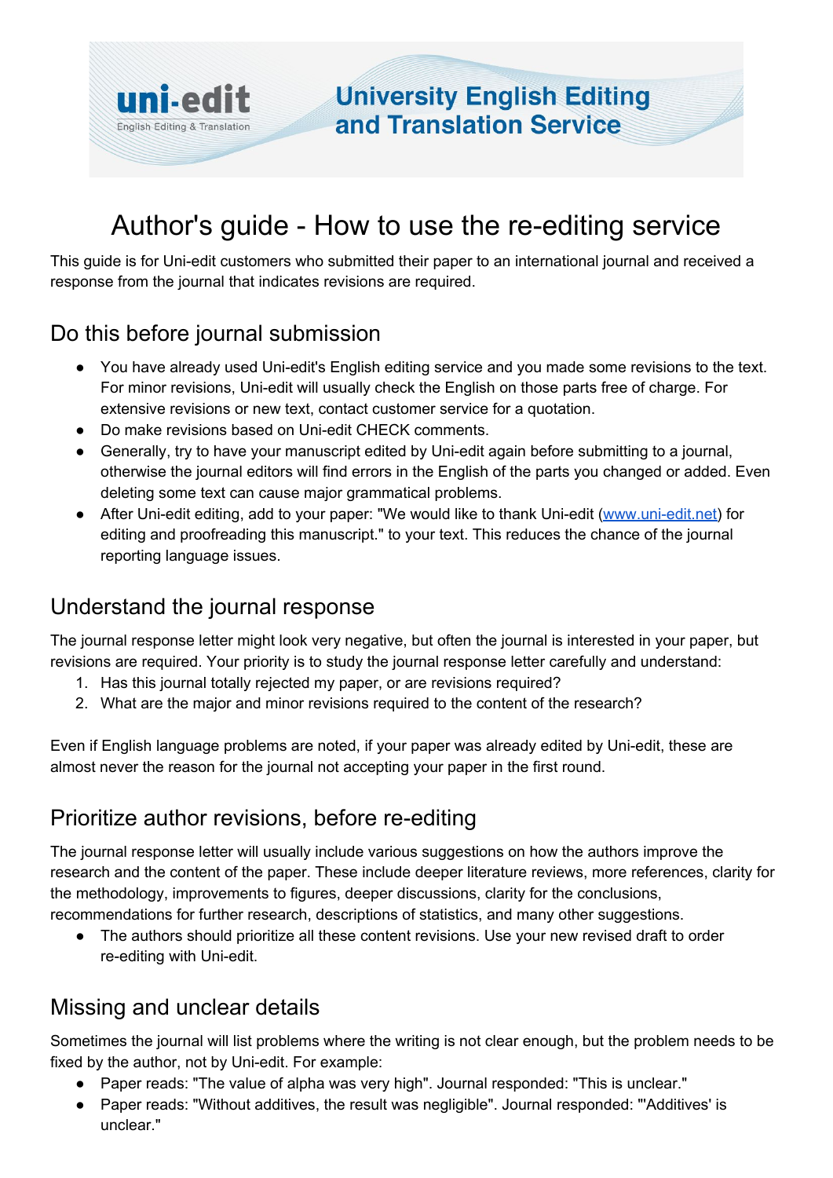**uni-edit**
English Editing & Translation

**University English Editing and Translation Service**

# Author's guide - How to use the re-editing service

This guide is for Uni-edit customers who submitted their paper to an international journal and received a response from the journal that indicates revisions are required.

## Do this before journal submission

- You have already used Uni-edit's English editing service and you made some revisions to the text. For minor revisions, Uni-edit will usually check the English on those parts free of charge. For extensive revisions or new text, contact customer service for a quotation.
- Do make revisions based on Uni-edit CHECK comments.
- Generally, try to have your manuscript edited by Uni-edit again before submitting to a journal, otherwise the journal editors will find errors in the English of the parts you changed or added. Even deleting some text can cause major grammatical problems.
- After Uni-edit editing, add to your paper: "We would like to thank Uni-edit ([www.uni-edit.net](http://www.uni-edit.net)) for editing and proofreading this manuscript." to your text. This reduces the chance of the journal reporting language issues.

## Understand the journal response

The journal response letter might look very negative, but often the journal is interested in your paper, but revisions are required. Your priority is to study the journal response letter carefully and understand:

1. Has this journal totally rejected my paper, or are revisions required?
2. What are the major and minor revisions required to the content of the research?

Even if English language problems are noted, if your paper was already edited by Uni-edit, these are almost never the reason for the journal not accepting your paper in the first round.

## Prioritize author revisions, before re-editing

The journal response letter will usually include various suggestions on how the authors improve the research and the content of the paper. These include deeper literature reviews, more references, clarity for the methodology, improvements to figures, deeper discussions, clarity for the conclusions, recommendations for further research, descriptions of statistics, and many other suggestions.

- The authors should prioritize all these content revisions. Use your new revised draft to order re-editing with Uni-edit.

## Missing and unclear details

Sometimes the journal will list problems where the writing is not clear enough, but the problem needs to be fixed by the author, not by Uni-edit. For example:

- Paper reads: "The value of alpha was very high". Journal responded: "This is unclear."
- Paper reads: "Without additives, the result was negligible". Journal responded: "'Additives' is unclear."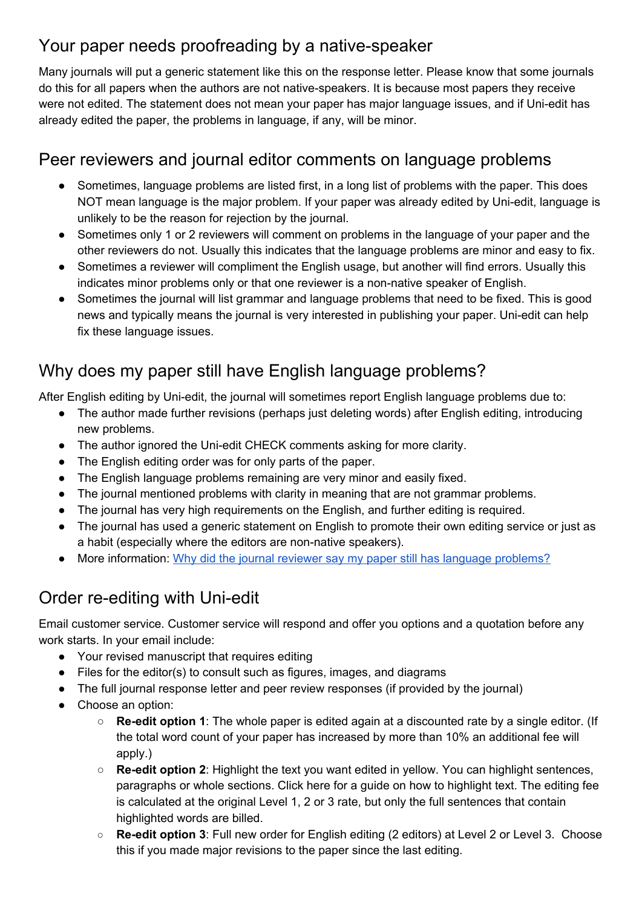## Your paper needs proofreading by a native-speaker

Many journals will put a generic statement like this on the response letter. Please know that some journals do this for all papers when the authors are not native-speakers. It is because most papers they receive were not edited. The statement does not mean your paper has major language issues, and if Uni-edit has already edited the paper, the problems in language, if any, will be minor.

## Peer reviewers and journal editor comments on language problems

- Sometimes, language problems are listed first, in a long list of problems with the paper. This does NOT mean language is the major problem. If your paper was already edited by Uni-edit, language is unlikely to be the reason for rejection by the journal.
- Sometimes only 1 or 2 reviewers will comment on problems in the language of your paper and the other reviewers do not. Usually this indicates that the language problems are minor and easy to fix.
- Sometimes a reviewer will compliment the English usage, but another will find errors. Usually this indicates minor problems only or that one reviewer is a non-native speaker of English.
- Sometimes the journal will list grammar and language problems that need to be fixed. This is good news and typically means the journal is very interested in publishing your paper. Uni-edit can help fix these language issues.

## Why does my paper still have English language problems?

After English editing by Uni-edit, the journal will sometimes report English language problems due to:

- The author made further revisions (perhaps just deleting words) after English editing, introducing new problems.
- The author ignored the Uni-edit CHECK comments asking for more clarity.
- The English editing order was for only parts of the paper.
- The English language problems remaining are very minor and easily fixed.
- The journal mentioned problems with clarity in meaning that are not grammar problems.
- The journal has very high requirements on the English, and further editing is required.
- The journal has used a generic statement on English to promote their own editing service or just as a habit (especially where the editors are non-native speakers).
- More information: Why did the journal reviewer say my paper still has language problems?

## Order re-editing with Uni-edit

Email customer service. Customer service will respond and offer you options and a quotation before any work starts. In your email include:

- Your revised manuscript that requires editing
- Files for the editor(s) to consult such as figures, images, and diagrams
- The full journal response letter and peer review responses (if provided by the journal)
- Choose an option:
  - **Re-edit option 1**: The whole paper is edited again at a discounted rate by a single editor. (If the total word count of your paper has increased by more than 10% an additional fee will apply.)
  - **Re-edit option 2**: Highlight the text you want edited in yellow. You can highlight sentences, paragraphs or whole sections. Click here for a guide on how to highlight text. The editing fee is calculated at the original Level 1, 2 or 3 rate, but only the full sentences that contain highlighted words are billed.
  - **Re-edit option 3**: Full new order for English editing (2 editors) at Level 2 or Level 3. Choose this if you made major revisions to the paper since the last editing.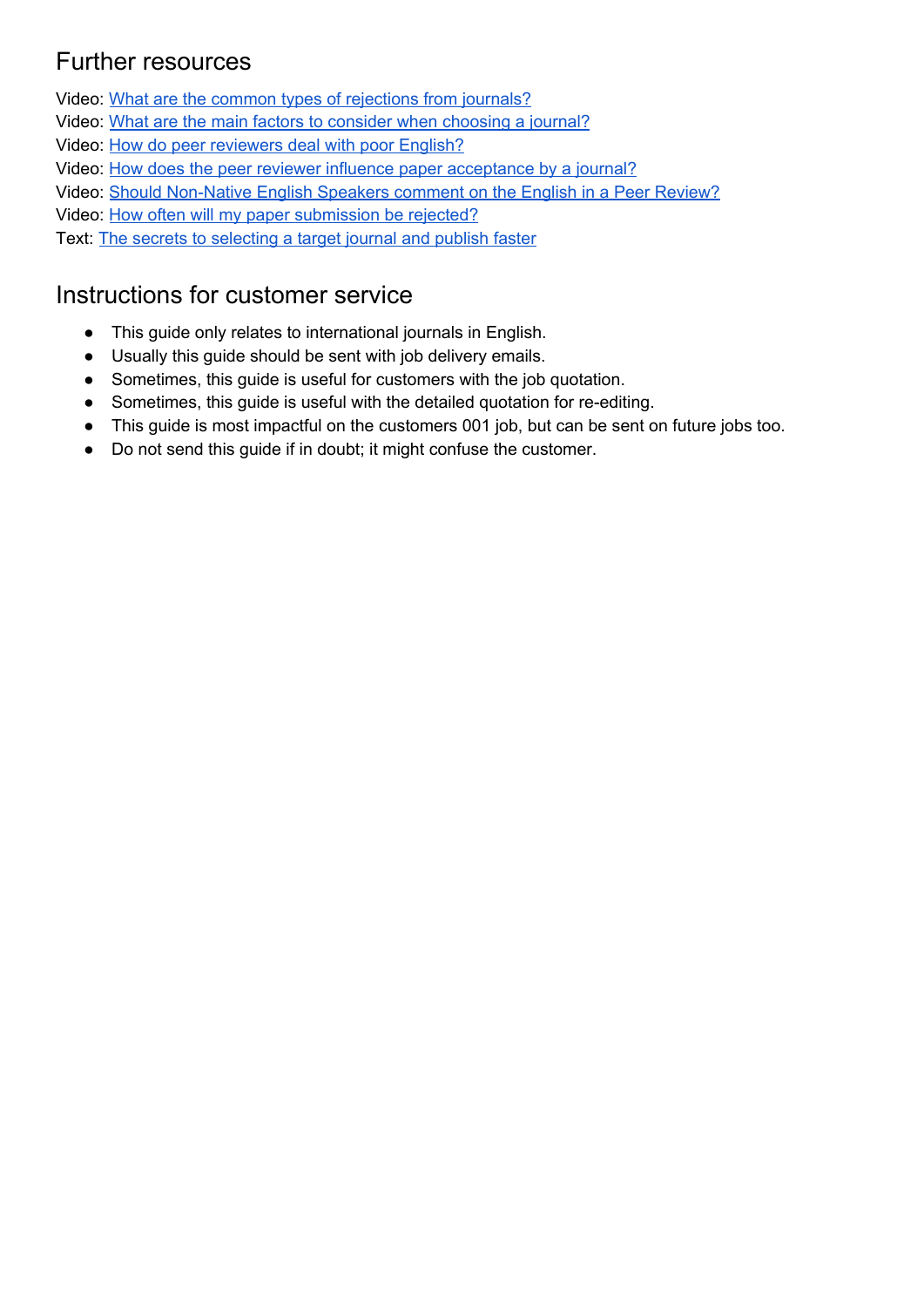## Further resources

Video: What are the common types of rejections from journals?
Video: What are the main factors to consider when choosing a journal?
Video: How do peer reviewers deal with poor English?
Video: How does the peer reviewer influence paper acceptance by a journal?
Video: Should Non-Native English Speakers comment on the English in a Peer Review?
Video: How often will my paper submission be rejected?
Text: The secrets to selecting a target journal and publish faster

## Instructions for customer service

- This guide only relates to international journals in English.
- Usually this guide should be sent with job delivery emails.
- Sometimes, this guide is useful for customers with the job quotation.
- Sometimes, this guide is useful with the detailed quotation for re-editing.
- This guide is most impactful on the customers 001 job, but can be sent on future jobs too.
- Do not send this guide if in doubt; it might confuse the customer.